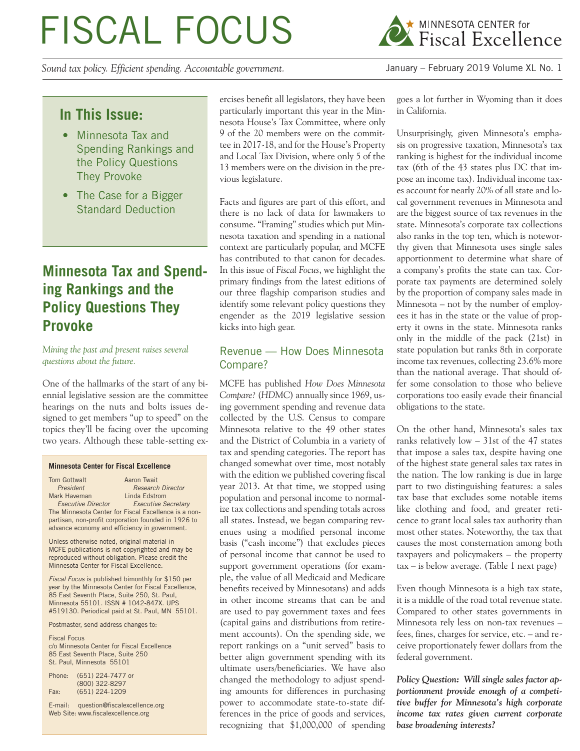# FISCAL FOCUS

MINNESOTA CENTER for Fiscal Excellence

*Sound tax policy. Efficient spending. Accountable government.*

January – February 2019 Volume XL No. 1

## In This Issue:

- Minnesota Tax and Spending Rankings and the Policy Questions They Provoke
- The Case for a Bigger Standard Deduction

## Minnesota Tax and Spending Rankings and the Policy Questions They Provoke

*Mining the past and present raises several questions about the future.*

One of the hallmarks of the start of any biennial legislative session are the committee hearings on the nuts and bolts issues designed to get members "up to speed" on the topics they'll be facing over the upcoming two years. Although these table-setting exercises benefit all legislators, they have been particularly important this year in the Minnesota House's Tax Committee, where only 9 of the 20 members were on the committee in 2017-18, and for the House's Property and Local Tax Division, where only 5 of the 13 members were on the division in the previous legislature.

Facts and figures are part of this effort, and there is no lack of data for lawmakers to consume. "Framing" studies which put Minnesota taxation and spending in a national context are particularly popular, and MCFE has contributed to that canon for decades. In this issue of *Fiscal Focus*, we highlight the primary findings from the latest editions of our three flagship comparison studies and identify some relevant policy questions they engender as the 2019 legislative session kicks into high gear.

### Revenue — How Does Minnesota Compare?

MCFE has published *How Does Minnesota Compare?* (*HDMC*) annually since 1969, using government spending and revenue data collected by the U.S. Census to compare Minnesota relative to the 49 other states and the District of Columbia in a variety of tax and spending categories. The report has changed somewhat over time, most notably with the edition we published covering fiscal year 2013. At that time, we stopped using population and personal income to normalize tax collections and spending totals across all states. Instead, we began comparing revenues using a modified personal income basis ("cash income") that excludes pieces of personal income that cannot be used to support government operations (for example, the value of all Medicaid and Medicare benefits received by Minnesotans) and adds in other income streams that can be and are used to pay government taxes and fees (capital gains and distributions from retirement accounts). On the spending side, we report rankings on a "unit served" basis to better align government spending with its ultimate users/beneficiaries. We have also changed the methodology to adjust spending amounts for differences in purchasing power to accommodate state-to-state differences in the price of goods and services, recognizing that $1,000,000 of spending goes a lot further in Wyoming than it does in California.

Unsurprisingly, given Minnesota's emphasis on progressive taxation, Minnesota's tax ranking is highest for the individual income tax (6th of the 43 states plus DC that impose an income tax). Individual income taxes account for nearly 20% of all state and local government revenues in Minnesota and are the biggest source of tax revenues in the state. Minnesota's corporate tax collections also ranks in the top ten, which is noteworthy given that Minnesota uses single sales apportionment to determine what share of a company's profits the state can tax. Corporate tax payments are determined solely by the proportion of company sales made in Minnesota – not by the number of employees it has in the state or the value of property it owns in the state. Minnesota ranks only in the middle of the pack (21st) in state population but ranks 8th in corporate income tax revenues, collecting 23.6% more than the national average. That should offer some consolation to those who believe corporations too easily evade their financial obligations to the state.

On the other hand, Minnesota's sales tax ranks relatively low – 31st of the 47 states that impose a sales tax, despite having one of the highest state general sales tax rates in the nation. The low ranking is due in large part to two distinguishing features: a sales tax base that excludes some notable items like clothing and food, and greater reticence to grant local sales tax authority than most other states. Noteworthy, the tax that causes the most consternation among both taxpayers and policymakers – the property tax – is below average. (Table 1 next page)

Even though Minnesota is a high tax state, it is a middle of the road total revenue state. Compared to other states governments in Minnesota rely less on non-tax revenues – fees, fines, charges for service, etc. – and receive proportionately fewer dollars from the federal government.

***Policy Question: Will single sales factor apportionment provide enough of a competitive buffer for Minnesota's high corporate income tax rates given current corporate base broadening interests?***

---

**Minnesota Center for Fiscal Excellence**

Tom Gottwalt, *President*
Aaron Twait, *Research Director*
Mark Haveman, *Executive Director*
Linda Edstrom, *Executive Secretary*

The Minnesota Center for Fiscal Excellence is a non-partisan, non-profit corporation founded in 1926 to advance economy and efficiency in government.

Unless otherwise noted, original material in MCFE publications is not copyrighted and may be reproduced without obligation. Please credit the Minnesota Center for Fiscal Excellence.

*Fiscal Focus* is published bimonthly for $150 per year by the Minnesota Center for Fiscal Excellence, 85 East Seventh Place, Suite 250, St. Paul, Minnesota 55101. ISSN # 1042-847X. UPS #519130. Periodical paid at St. Paul, MN 55101.

Postmaster, send address changes to:

Fiscal Focus
c/o Minnesota Center for Fiscal Excellence
85 East Seventh Place, Suite 250
St. Paul, Minnesota 55101

Phone: (651) 224-7477 or (800) 322-8297
Fax: (651) 224-1209

E-mail: question@fiscalexcellence.org
Web Site: www.fiscalexcellence.org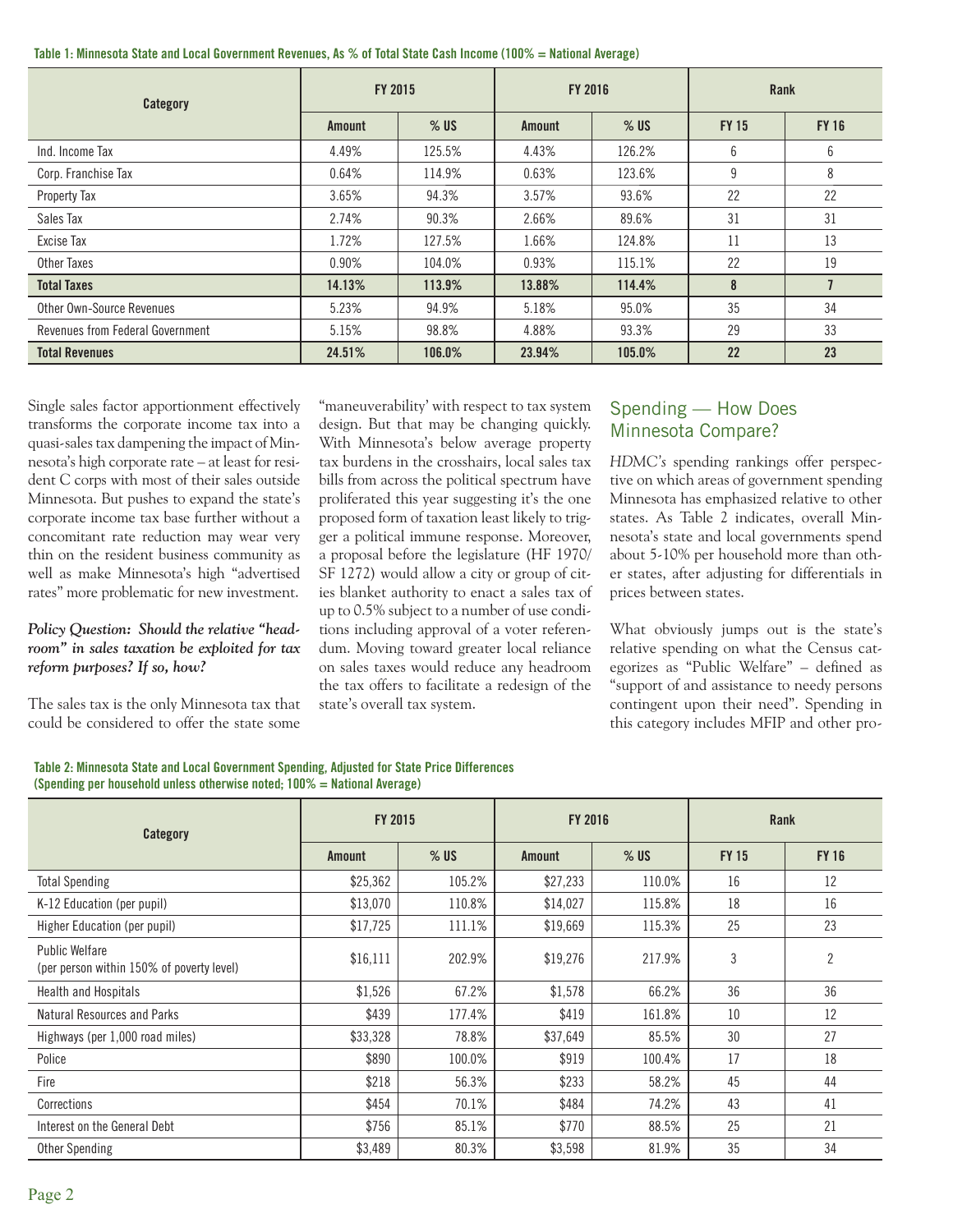**Table 1: Minnesota State and Local Government Revenues, As % of Total State Cash Income (100% = National Average)**

| Category | FY 2015 | | FY 2016 | | Rank | |
|---|---|---|---|---|---|---|
| | Amount | % US | Amount | % US | FY 15 | FY 16 |
| Ind. Income Tax | 4.49% | 125.5% | 4.43% | 126.2% | 6 | 6 |
| Corp. Franchise Tax | 0.64% | 114.9% | 0.63% | 123.6% | 9 | 8 |
| Property Tax | 3.65% | 94.3% | 3.57% | 93.6% | 22 | 22 |
| Sales Tax | 2.74% | 90.3% | 2.66% | 89.6% | 31 | 31 |
| Excise Tax | 1.72% | 127.5% | 1.66% | 124.8% | 11 | 13 |
| Other Taxes | 0.90% | 104.0% | 0.93% | 115.1% | 22 | 19 |
| **Total Taxes** | **14.13%** | **113.9%** | **13.88%** | **114.4%** | **8** | **7** |
| Other Own-Source Revenues | 5.23% | 94.9% | 5.18% | 95.0% | 35 | 34 |
| Revenues from Federal Government | 5.15% | 98.8% | 4.88% | 93.3% | 29 | 33 |
| **Total Revenues** | **24.51%** | **106.0%** | **23.94%** | **105.0%** | **22** | **23** |

Single sales factor apportionment effectively transforms the corporate income tax into a quasi-sales tax dampening the impact of Minnesota's high corporate rate – at least for resident C corps with most of their sales outside Minnesota. But pushes to expand the state's corporate income tax base further without a concomitant rate reduction may wear very thin on the resident business community as well as make Minnesota's high "advertised rates" more problematic for new investment.

***Policy Question: Should the relative "headroom" in sales taxation be exploited for tax reform purposes? If so, how?***

The sales tax is the only Minnesota tax that could be considered to offer the state some "maneuverability' with respect to tax system design. But that may be changing quickly. With Minnesota's below average property tax burdens in the crosshairs, local sales tax bills from across the political spectrum have proliferated this year suggesting it's the one proposed form of taxation least likely to trigger a political immune response. Moreover, a proposal before the legislature (HF 1970/ SF 1272) would allow a city or group of cities blanket authority to enact a sales tax of up to 0.5% subject to a number of use conditions including approval of a voter referendum. Moving toward greater local reliance on sales taxes would reduce any headroom the tax offers to facilitate a redesign of the state's overall tax system.

## Spending — How Does Minnesota Compare?

*HDMC's* spending rankings offer perspective on which areas of government spending Minnesota has emphasized relative to other states. As Table 2 indicates, overall Minnesota's state and local governments spend about 5-10% per household more than other states, after adjusting for differentials in prices between states.

What obviously jumps out is the state's relative spending on what the Census categorizes as "Public Welfare" – defined as "support of and assistance to needy persons contingent upon their need". Spending in this category includes MFIP and other pro-

**Table 2: Minnesota State and Local Government Spending, Adjusted for State Price Differences (Spending per household unless otherwise noted; 100% = National Average)**

| Category | FY 2015 | | FY 2016 | | Rank | |
|---|---|---|---|---|---|---|
| | Amount | % US | Amount | % US | FY 15 | FY 16 |
| Total Spending | $25,362 | 105.2% | $27,233 | 110.0% | 16 | 12 |
| K-12 Education (per pupil) | $13,070 | 110.8% | $14,027 | 115.8% | 18 | 16 |
| Higher Education (per pupil) | $17,725 | 111.1% | $19,669 | 115.3% | 25 | 23 |
| Public Welfare (per person within 150% of poverty level) | $16,111 | 202.9% | $19,276 | 217.9% | 3 | 2 |
| Health and Hospitals | $1,526 | 67.2% | $1,578 | 66.2% | 36 | 36 |
| Natural Resources and Parks | $439 | 177.4% | $419 | 161.8% | 10 | 12 |
| Highways (per 1,000 road miles) | $33,328 | 78.8% | $37,649 | 85.5% | 30 | 27 |
| Police | $890 | 100.0% | $919 | 100.4% | 17 | 18 |
| Fire | $218 | 56.3% | $233 | 58.2% | 45 | 44 |
| Corrections | $454 | 70.1% | $484 | 74.2% | 43 | 41 |
| Interest on the General Debt | $756 | 85.1% | $770 | 88.5% | 25 | 21 |
| Other Spending | $3,489 | 80.3% | $3,598 | 81.9% | 35 | 34 |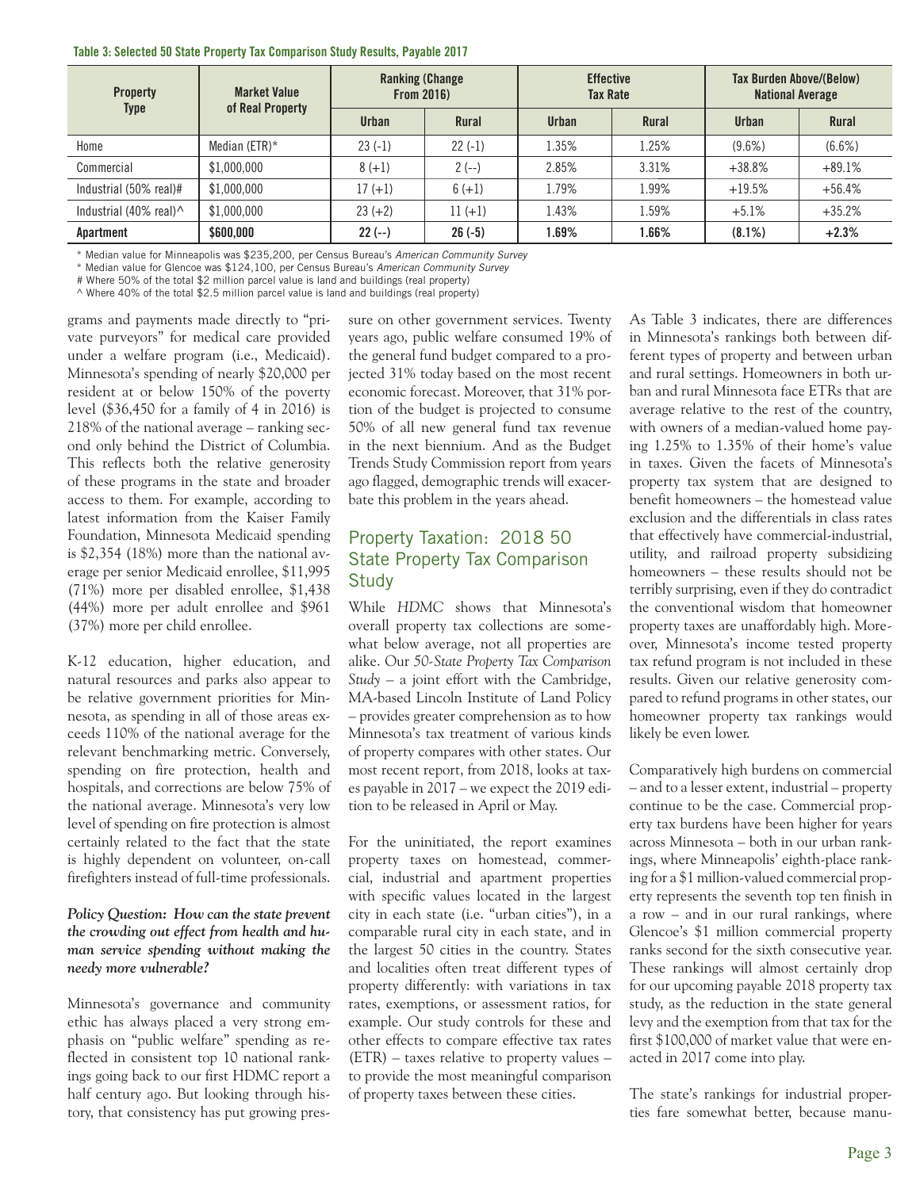**Table 3: Selected 50 State Property Tax Comparison Study Results, Payable 2017**

| Property Type | Market Value of Real Property | Ranking (Change From 2016) | | Effective Tax Rate | | Tax Burden Above/(Below) National Average | |
|---|---|---|---|---|---|---|---|
| | | Urban | Rural | Urban | Rural | Urban | Rural |
| Home | Median (ETR)* | 23 (-1) | 22 (-1) | 1.35% | 1.25% | (9.6%) | (6.6%) |
| Commercial | $1,000,000 | 8 (+1) | 2 (--) | 2.85% | 3.31% | +38.8% | +89.1% |
| Industrial (50% real)# | $1,000,000 | 17 (+1) | 6 (+1) | 1.79% | 1.99% | +19.5% | +56.4% |
| Industrial (40% real)^ | $1,000,000 | 23 (+2) | 11 (+1) | 1.43% | 1.59% | +5.1% | +35.2% |
| **Apartment** | **$600,000** | **22 (--)** | **26 (-5)** | **1.69%** | **1.66%** | **(8.1%)** | **+2.3%** |

* Median value for Minneapolis was $235,200, per Census Bureau's *American Community Survey*
* Median value for Glencoe was $124,100, per Census Bureau's *American Community Survey*
# Where 50% of the total $2 million parcel value is land and buildings (real property)
^ Where 40% of the total $2.5 million parcel value is land and buildings (real property)

grams and payments made directly to "private purveyors" for medical care provided under a welfare program (i.e., Medicaid). Minnesota's spending of nearly $20,000 per resident at or below 150% of the poverty level ($36,450 for a family of 4 in 2016) is 218% of the national average – ranking second only behind the District of Columbia. This reflects both the relative generosity of these programs in the state and broader access to them. For example, according to latest information from the Kaiser Family Foundation, Minnesota Medicaid spending is $2,354 (18%) more than the national average per senior Medicaid enrollee, $11,995 (71%) more per disabled enrollee, $1,438 (44%) more per adult enrollee and $961 (37%) more per child enrollee.

K-12 education, higher education, and natural resources and parks also appear to be relative government priorities for Minnesota, as spending in all of those areas exceeds 110% of the national average for the relevant benchmarking metric. Conversely, spending on fire protection, health and hospitals, and corrections are below 75% of the national average. Minnesota's very low level of spending on fire protection is almost certainly related to the fact that the state is highly dependent on volunteer, on-call firefighters instead of full-time professionals.

***Policy Question: How can the state prevent the crowding out effect from health and human service spending without making the needy more vulnerable?***

Minnesota's governance and community ethic has always placed a very strong emphasis on "public welfare" spending as reflected in consistent top 10 national rankings going back to our first HDMC report a half century ago. But looking through history, that consistency has put growing pressure on other government services. Twenty years ago, public welfare consumed 19% of the general fund budget compared to a projected 31% today based on the most recent economic forecast. Moreover, that 31% portion of the budget is projected to consume 50% of all new general fund tax revenue in the next biennium. And as the Budget Trends Study Commission report from years ago flagged, demographic trends will exacerbate this problem in the years ahead.

## Property Taxation: 2018 50 State Property Tax Comparison Study

While *HDMC* shows that Minnesota's overall property tax collections are somewhat below average, not all properties are alike. Our *50-State Property Tax Comparison Study* – a joint effort with the Cambridge, MA-based Lincoln Institute of Land Policy – provides greater comprehension as to how Minnesota's tax treatment of various kinds of property compares with other states. Our most recent report, from 2018, looks at taxes payable in 2017 – we expect the 2019 edition to be released in April or May.

For the uninitiated, the report examines property taxes on homestead, commercial, industrial and apartment properties with specific values located in the largest city in each state (i.e. "urban cities"), in a comparable rural city in each state, and in the largest 50 cities in the country. States and localities often treat different types of property differently: with variations in tax rates, exemptions, or assessment ratios, for example. Our study controls for these and other effects to compare effective tax rates (ETR) – taxes relative to property values – to provide the most meaningful comparison of property taxes between these cities.

As Table 3 indicates, there are differences in Minnesota's rankings both between different types of property and between urban and rural settings. Homeowners in both urban and rural Minnesota face ETRs that are average relative to the rest of the country, with owners of a median-valued home paying 1.25% to 1.35% of their home's value in taxes. Given the facets of Minnesota's property tax system that are designed to benefit homeowners – the homestead value exclusion and the differentials in class rates that effectively have commercial-industrial, utility, and railroad property subsidizing homeowners – these results should not be terribly surprising, even if they do contradict the conventional wisdom that homeowner property taxes are unaffordably high. Moreover, Minnesota's income tested property tax refund program is not included in these results. Given our relative generosity compared to refund programs in other states, our homeowner property tax rankings would likely be even lower.

Comparatively high burdens on commercial – and to a lesser extent, industrial – property continue to be the case. Commercial property tax burdens have been higher for years across Minnesota – both in our urban rankings, where Minneapolis' eighth-place ranking for a $1 million-valued commercial property represents the seventh top ten finish in a row – and in our rural rankings, where Glencoe's $1 million commercial property ranks second for the sixth consecutive year. These rankings will almost certainly drop for our upcoming payable 2018 property tax study, as the reduction in the state general levy and the exemption from that tax for the first $100,000 of market value that were enacted in 2017 come into play.

The state's rankings for industrial properties fare somewhat better, because manu-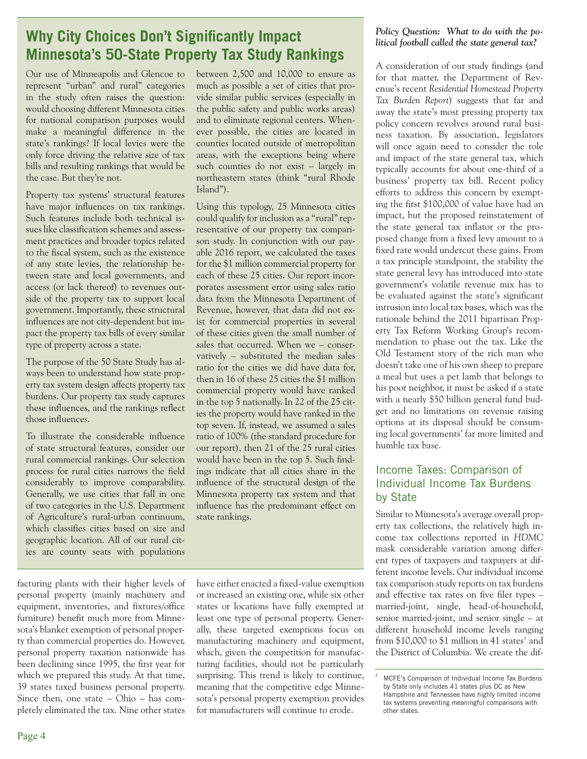## Why City Choices Don't Significantly Impact Minnesota's 50-State Property Tax Study Rankings

Our use of Minneapolis and Glencoe to represent "urban" and rural" categories in the study often raises the question: would choosing different Minnesota cities for national comparison purposes would make a meaningful difference in the state's rankings? If local levies were the only force driving the relative size of tax bills and resulting rankings that would be the case. But they're not.

Property tax systems' structural features have major influences on tax rankings. Such features include both technical issues like classification schemes and assessment practices and broader topics related to the fiscal system, such as the existence of any state levies, the relationship between state and local governments, and access (or lack thereof) to revenues outside of the property tax to support local government. Importantly, these structural influences are not city-dependent but impact the property tax bills of every similar type of property across a state.

The purpose of the 50 State Study has always been to understand how state property tax system design affects property tax burdens. Our property tax study captures these influences, and the rankings reflect those influences.

To illustrate the considerable influence of state structural features, consider our rural commercial rankings. Our selection process for rural cities narrows the field considerably to improve comparability. Generally, we use cities that fall in one of two categories in the U.S. Department of Agriculture's rural-urban continuum, which classifies cities based on size and geographic location. All of our rural cities are county seats with populations between 2,500 and 10,000 to ensure as much as possible a set of cities that provide similar public services (especially in the public safety and public works areas) and to eliminate regional centers. Whenever possible, the cities are located in counties located outside of metropolitan areas, with the exceptions being where such counties do not exist – largely in northeastern states (think "rural Rhode Island").

Using this typology, 25 Minnesota cities could qualify for inclusion as a "rural" representative of our property tax comparison study. In conjunction with our payable 2016 report, we calculated the taxes for the $1 million commercial property for each of these 25 cities. Our report incorporates assessment error using sales ratio data from the Minnesota Department of Revenue, however, that data did not exist for commercial properties in several of these cities given the small number of sales that occurred. When we – conservatively – substituted the median sales ratio for the cities we did have data for, then in 16 of these 25 cities the $1 million commercial property would have ranked in the top 5 nationally. In 22 of the 25 cities the property would have ranked in the top seven. If, instead, we assumed a sales ratio of 100% (the standard procedure for our report), then 21 of the 25 rural cities would have been in the top 5. Such findings indicate that all cities share in the influence of the structural design of the Minnesota property tax system and that influence has the predominant effect on state rankings.

facturing plants with their higher levels of personal property (mainly machinery and equipment, inventories, and fixtures/office furniture) benefit much more from Minnesota's blanket exemption of personal property than commercial properties do. However, personal property taxation nationwide has been declining since 1995, the first year for which we prepared this study. At that time, 39 states taxed business personal property. Since then, one state – Ohio – has completely eliminated the tax. Nine other states have either enacted a fixed-value exemption or increased an existing one, while six other states or locations have fully exempted at least one type of personal property. Generally, these targeted exemptions focus on manufacturing machinery and equipment, which, given the competition for manufacturing facilities, should not be particularly surprising. This trend is likely to continue, meaning that the competitive edge Minnesota's personal property exemption provides for manufacturers will continue to erode.

***Policy Question: What to do with the political football called the state general tax?***

A consideration of our study findings (and for that matter, the Department of Revenue's recent *Residential Homestead Property Tax Burden Report*) suggests that far and away the state's most pressing property tax policy concern revolves around rural business taxation. By association, legislators will once again need to consider the role and impact of the state general tax, which typically accounts for about one-third of a business' property tax bill. Recent policy efforts to address this concern by exempting the first $100,000 of value have had an impact, but the proposed reinstatement of the state general tax inflator or the proposed change from a fixed levy amount to a fixed rate would undercut these gains. From a tax principle standpoint, the stability the state general levy has introduced into state government's volatile revenue mix has to be evaluated against the state's significant intrusion into local tax bases, which was the rationale behind the 2011 bipartisan Property Tax Reform Working Group's recommendation to phase out the tax. Like the Old Testament story of the rich man who doesn't take one of his own sheep to prepare a meal but uses a pet lamb that belongs to his poor neighbor, it must be asked if a state with a nearly $50 billion general fund budget and no limitations on revenue raising options at its disposal should be consuming local governments' far more limited and humble tax base.

## Income Taxes: Comparison of Individual Income Tax Burdens by State

Similar to Minnesota's average overall property tax collections, the relatively high income tax collections reported in *HDMC* mask considerable variation among different types of taxpayers and taxpayers at different income levels. Our individual income tax comparison study reports on tax burdens and effective tax rates on five filer types – married-joint, single, head-of-household, senior married-joint, and senior single – at different household income levels ranging from $10,000 to $1 million in 41 states[1] and the District of Columbia. We create the dif-

[1] MCFE's Comparison of Individual Income Tax Burdens by State only includes 41 states plus DC as New Hampshire and Tennessee have highly limited income tax systems preventing meaningful comparisons with other states.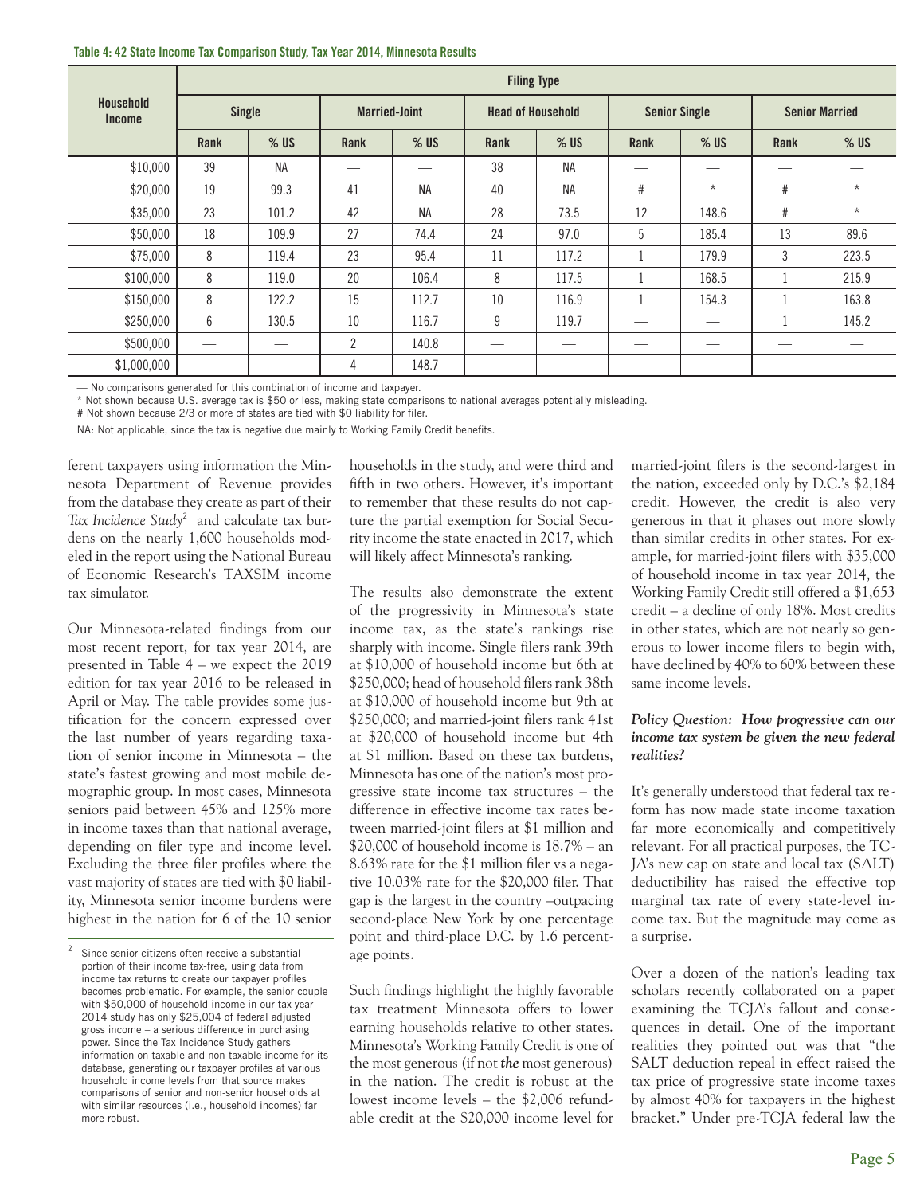**Table 4: 42 State Income Tax Comparison Study, Tax Year 2014, Minnesota Results**

| Household Income | Filing Type | | | | | | | | | |
|---|---|---|---|---|---|---|---|---|---|---|
| | Single | | Married-Joint | | Head of Household | | Senior Single | | Senior Married | |
| | Rank | % US | Rank | % US | Rank | % US | Rank | % US | Rank | % US |
| $10,000 | 39 | NA | — | — | 38 | NA | — | — | — | — |
| $20,000 | 19 | 99.3 | 41 | NA | 40 | NA | # | * | # | * |
| $35,000 | 23 | 101.2 | 42 | NA | 28 | 73.5 | 12 | 148.6 | # | * |
| $50,000 | 18 | 109.9 | 27 | 74.4 | 24 | 97.0 | 5 | 185.4 | 13 | 89.6 |
| $75,000 | 8 | 119.4 | 23 | 95.4 | 11 | 117.2 | 1 | 179.9 | 3 | 223.5 |
| $100,000 | 8 | 119.0 | 20 | 106.4 | 8 | 117.5 | 1 | 168.5 | 1 | 215.9 |
| $150,000 | 8 | 122.2 | 15 | 112.7 | 10 | 116.9 | 1 | 154.3 | 1 | 163.8 |
| $250,000 | 6 | 130.5 | 10 | 116.7 | 9 | 119.7 | — | — | 1 | 145.2 |
| $500,000 | — | — | 2 | 140.8 | — | — | — | — | — | — |
| $1,000,000 | — | — | 4 | 148.7 | — | — | — | — | — | — |

— No comparisons generated for this combination of income and taxpayer.

* Not shown because U.S. average tax is $50 or less, making state comparisons to national averages potentially misleading.

# Not shown because 2/3 or more of states are tied with $0 liability for filer.

NA: Not applicable, since the tax is negative due mainly to Working Family Credit benefits.

ferent taxpayers using information the Minnesota Department of Revenue provides from the database they create as part of their *Tax Incidence Study*[2] and calculate tax burdens on the nearly 1,600 households modeled in the report using the National Bureau of Economic Research's TAXSIM income tax simulator.

Our Minnesota-related findings from our most recent report, for tax year 2014, are presented in Table 4 – we expect the 2019 edition for tax year 2016 to be released in April or May. The table provides some justification for the concern expressed over the last number of years regarding taxation of senior income in Minnesota – the state's fastest growing and most mobile demographic group. In most cases, Minnesota seniors paid between 45% and 125% more in income taxes than that national average, depending on filer type and income level. Excluding the three filer profiles where the vast majority of states are tied with $0 liability, Minnesota senior income burdens were highest in the nation for 6 of the 10 senior households in the study, and were third and fifth in two others. However, it's important to remember that these results do not capture the partial exemption for Social Security income the state enacted in 2017, which will likely affect Minnesota's ranking.

The results also demonstrate the extent of the progressivity in Minnesota's state income tax, as the state's rankings rise sharply with income. Single filers rank 39th at $10,000 of household income but 6th at $250,000; head of household filers rank 38th at $10,000 of household income but 9th at $250,000; and married-joint filers rank 41st at $20,000 of household income but 4th at $1 million. Based on these tax burdens, Minnesota has one of the nation's most progressive state income tax structures – the difference in effective income tax rates between married-joint filers at $1 million and $20,000 of household income is 18.7% – an 8.63% rate for the $1 million filer vs a negative 10.03% rate for the $20,000 filer. That gap is the largest in the country –outpacing second-place New York by one percentage point and third-place D.C. by 1.6 percentage points.

Such findings highlight the highly favorable tax treatment Minnesota offers to lower earning households relative to other states. Minnesota's Working Family Credit is one of the most generous (if not ***the*** most generous) in the nation. The credit is robust at the lowest income levels – the $2,006 refundable credit at the $20,000 income level for married-joint filers is the second-largest in the nation, exceeded only by D.C.'s $2,184 credit. However, the credit is also very generous in that it phases out more slowly than similar credits in other states. For example, for married-joint filers with $35,000 of household income in tax year 2014, the Working Family Credit still offered a $1,653 credit – a decline of only 18%. Most credits in other states, which are not nearly so generous to lower income filers to begin with, have declined by 40% to 60% between these same income levels.

***Policy Question: How progressive can our income tax system be given the new federal realities?***

It's generally understood that federal tax reform has now made state income taxation far more economically and competitively relevant. For all practical purposes, the TCJA's new cap on state and local tax (SALT) deductibility has raised the effective top marginal tax rate of every state-level income tax. But the magnitude may come as a surprise.

Over a dozen of the nation's leading tax scholars recently collaborated on a paper examining the TCJA's fallout and consequences in detail. One of the important realities they pointed out was that "the SALT deduction repeal in effect raised the tax price of progressive state income taxes by almost 40% for taxpayers in the highest bracket." Under pre-TCJA federal law the

[2] Since senior citizens often receive a substantial portion of their income tax-free, using data from income tax returns to create our taxpayer profiles becomes problematic. For example, the senior couple with $50,000 of household income in our tax year 2014 study has only $25,004 of federal adjusted gross income – a serious difference in purchasing power. Since the Tax Incidence Study gathers information on taxable and non-taxable income for its database, generating our taxpayer profiles at various household income levels from that source makes comparisons of senior and non-senior households at with similar resources (i.e., household incomes) far more robust.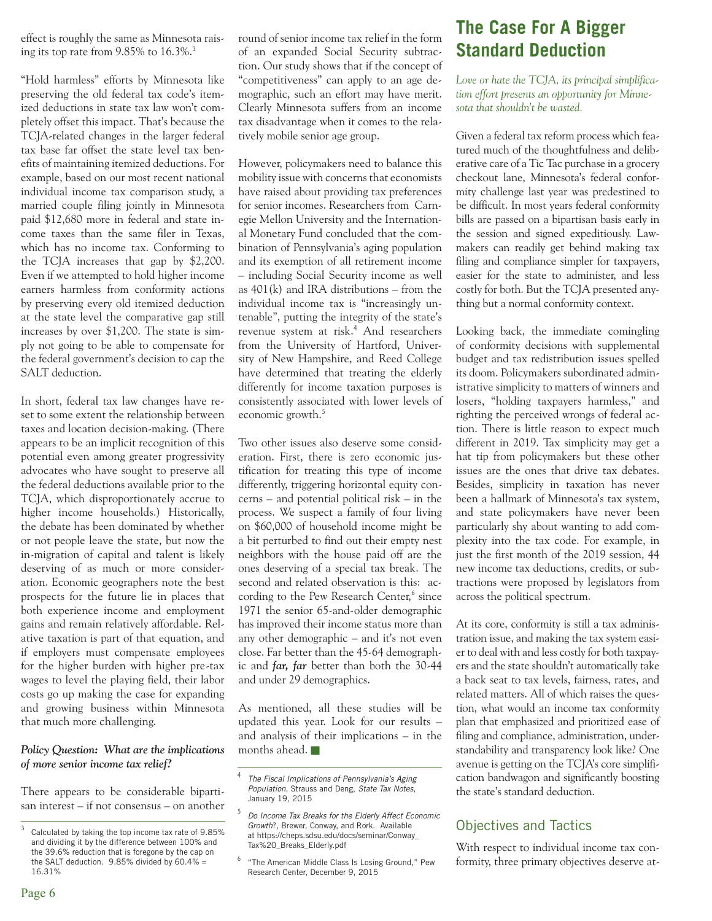effect is roughly the same as Minnesota raising its top rate from 9.85% to 16.3%.[3]

"Hold harmless" efforts by Minnesota like preserving the old federal tax code's itemized deductions in state tax law won't completely offset this impact. That's because the TCJA-related changes in the larger federal tax base far offset the state level tax benefits of maintaining itemized deductions. For example, based on our most recent national individual income tax comparison study, a married couple filing jointly in Minnesota paid $12,680 more in federal and state income taxes than the same filer in Texas, which has no income tax. Conforming to the TCJA increases that gap by $2,200. Even if we attempted to hold higher income earners harmless from conformity actions by preserving every old itemized deduction at the state level the comparative gap still increases by over $1,200. The state is simply not going to be able to compensate for the federal government's decision to cap the SALT deduction.

In short, federal tax law changes have reset to some extent the relationship between taxes and location decision-making. (There appears to be an implicit recognition of this potential even among greater progressivity advocates who have sought to preserve all the federal deductions available prior to the TCJA, which disproportionately accrue to higher income households.) Historically, the debate has been dominated by whether or not people leave the state, but now the in-migration of capital and talent is likely deserving of as much or more consideration. Economic geographers note the best prospects for the future lie in places that both experience income and employment gains and remain relatively affordable. Relative taxation is part of that equation, and if employers must compensate employees for the higher burden with higher pre-tax wages to level the playing field, their labor costs go up making the case for expanding and growing business within Minnesota that much more challenging.

***Policy Question: What are the implications of more senior income tax relief?***

There appears to be considerable bipartisan interest – if not consensus – on another round of senior income tax relief in the form of an expanded Social Security subtraction. Our study shows that if the concept of "competitiveness" can apply to an age demographic, such an effort may have merit. Clearly Minnesota suffers from an income tax disadvantage when it comes to the relatively mobile senior age group.

However, policymakers need to balance this mobility issue with concerns that economists have raised about providing tax preferences for senior incomes. Researchers from Carnegie Mellon University and the International Monetary Fund concluded that the combination of Pennsylvania's aging population and its exemption of all retirement income – including Social Security income as well as 401(k) and IRA distributions – from the individual income tax is "increasingly untenable", putting the integrity of the state's revenue system at risk.[4] And researchers from the University of Hartford, University of New Hampshire, and Reed College have determined that treating the elderly differently for income taxation purposes is consistently associated with lower levels of economic growth.[5]

Two other issues also deserve some consideration. First, there is zero economic justification for treating this type of income differently, triggering horizontal equity concerns – and potential political risk – in the process. We suspect a family of four living on $60,000 of household income might be a bit perturbed to find out their empty nest neighbors with the house paid off are the ones deserving of a special tax break. The second and related observation is this: according to the Pew Research Center,[6] since 1971 the senior 65-and-older demographic has improved their income status more than any other demographic – and it's not even close. Far better than the 45-64 demographic and ***far, far*** better than both the 30-44 and under 29 demographics.

As mentioned, all these studies will be updated this year. Look for our results – and analysis of their implications – in the months ahead. ■

## The Case For A Bigger Standard Deduction

*Love or hate the TCJA, its principal simplification effort presents an opportunity for Minnesota that shouldn't be wasted.*

Given a federal tax reform process which featured much of the thoughtfulness and deliberative care of a Tic Tac purchase in a grocery checkout lane, Minnesota's federal conformity challenge last year was predestined to be difficult. In most years federal conformity bills are passed on a bipartisan basis early in the session and signed expeditiously. Lawmakers can readily get behind making tax filing and compliance simpler for taxpayers, easier for the state to administer, and less costly for both. But the TCJA presented anything but a normal conformity context.

Looking back, the immediate comingling of conformity decisions with supplemental budget and tax redistribution issues spelled its doom. Policymakers subordinated administrative simplicity to matters of winners and losers, "holding taxpayers harmless," and righting the perceived wrongs of federal action. There is little reason to expect much different in 2019. Tax simplicity may get a hat tip from policymakers but these other issues are the ones that drive tax debates. Besides, simplicity in taxation has never been a hallmark of Minnesota's tax system, and state policymakers have never been particularly shy about wanting to add complexity into the tax code. For example, in just the first month of the 2019 session, 44 new income tax deductions, credits, or subtractions were proposed by legislators from across the political spectrum.

At its core, conformity is still a tax administration issue, and making the tax system easier to deal with and less costly for both taxpayers and the state shouldn't automatically take a back seat to tax levels, fairness, rates, and related matters. All of which raises the question, what would an income tax conformity plan that emphasized and prioritized ease of filing and compliance, administration, understandability and transparency look like? One avenue is getting on the TCJA's core simplification bandwagon and significantly boosting the state's standard deduction.

### Objectives and Tactics

With respect to individual income tax conformity, three primary objectives deserve at-

---

[3] Calculated by taking the top income tax rate of 9.85% and dividing it by the difference between 100% and the 39.6% reduction that is foregone by the cap on the SALT deduction. 9.85% divided by 60.4% = 16.31%

[4] *The Fiscal Implications of Pennsylvania's Aging Population*, Strauss and Deng, *State Tax Notes*, January 19, 2015

[5] *Do Income Tax Breaks for the Elderly Affect Economic Growth?*, Brewer, Conway, and Rork. Available at https://cheps.sdsu.edu/docs/seminar/Conway_Tax%20_Breaks_Elderly.pdf

[6] "The American Middle Class Is Losing Ground," Pew Research Center, December 9, 2015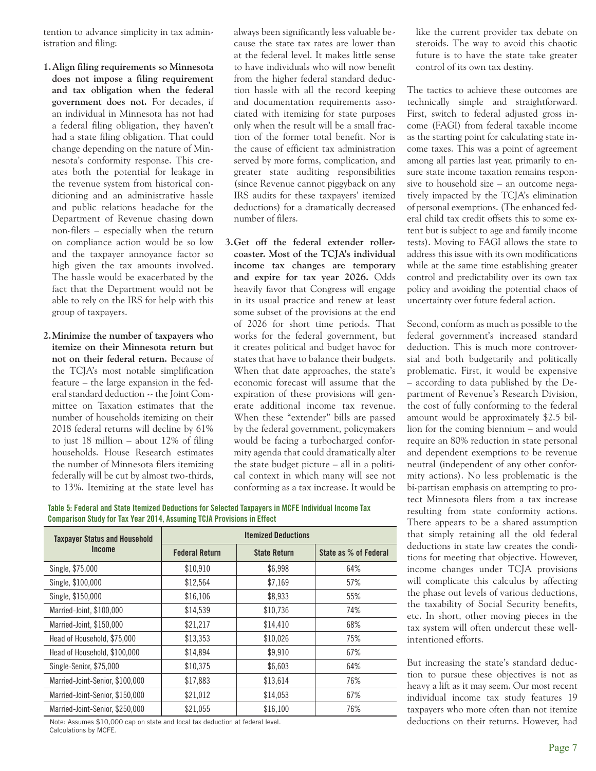tention to advance simplicity in tax administration and filing:

1. **Align filing requirements so Minnesota does not impose a filing requirement and tax obligation when the federal government does not.** For decades, if an individual in Minnesota has not had a federal filing obligation, they haven't had a state filing obligation. That could change depending on the nature of Minnesota's conformity response. This creates both the potential for leakage in the revenue system from historical conditioning and an administrative hassle and public relations headache for the Department of Revenue chasing down non-filers – especially when the return on compliance action would be so low and the taxpayer annoyance factor so high given the tax amounts involved. The hassle would be exacerbated by the fact that the Department would not be able to rely on the IRS for help with this group of taxpayers.

2. **Minimize the number of taxpayers who itemize on their Minnesota return but not on their federal return.** Because of the TCJA's most notable simplification feature – the large expansion in the federal standard deduction -- the Joint Committee on Taxation estimates that the number of households itemizing on their 2018 federal returns will decline by 61% to just 18 million – about 12% of filing households. House Research estimates the number of Minnesota filers itemizing federally will be cut by almost two-thirds, to 13%. Itemizing at the state level has always been significantly less valuable because the state tax rates are lower than at the federal level. It makes little sense to have individuals who will now benefit from the higher federal standard deduction hassle with all the record keeping and documentation requirements associated with itemizing for state purposes only when the result will be a small fraction of the former total benefit. Nor is the cause of efficient tax administration served by more forms, complication, and greater state auditing responsibilities (since Revenue cannot piggyback on any IRS audits for these taxpayers' itemized deductions) for a dramatically decreased number of filers.

3. **Get off the federal extender rollercoaster. Most of the TCJA's individual income tax changes are temporary and expire for tax year 2026.** Odds heavily favor that Congress will engage in its usual practice and renew at least some subset of the provisions at the end of 2026 for short time periods. That works for the federal government, but it creates political and budget havoc for states that have to balance their budgets. When that date approaches, the state's economic forecast will assume that the expiration of these provisions will generate additional income tax revenue. When these "extender" bills are passed by the federal government, policymakers would be facing a turbocharged conformity agenda that could dramatically alter the state budget picture – all in a political context in which many will see not conforming as a tax increase. It would be like the current provider tax debate on steroids. The way to avoid this chaotic future is to have the state take greater control of its own tax destiny.

The tactics to achieve these outcomes are technically simple and straightforward. First, switch to federal adjusted gross income (FAGI) from federal taxable income as the starting point for calculating state income taxes. This was a point of agreement among all parties last year, primarily to ensure state income taxation remains responsive to household size – an outcome negatively impacted by the TCJA's elimination of personal exemptions. (The enhanced federal child tax credit offsets this to some extent but is subject to age and family income tests). Moving to FAGI allows the state to address this issue with its own modifications while at the same time establishing greater control and predictability over its own tax policy and avoiding the potential chaos of uncertainty over future federal action.

Second, conform as much as possible to the federal government's increased standard deduction. This is much more controversial and both budgetarily and politically problematic. First, it would be expensive – according to data published by the Department of Revenue's Research Division, the cost of fully conforming to the federal amount would be approximately $2.5 billion for the coming biennium – and would require an 80% reduction in state personal and dependent exemptions to be revenue neutral (independent of any other conformity actions). No less problematic is the bi-partisan emphasis on attempting to protect Minnesota filers from a tax increase resulting from state conformity actions. There appears to be a shared assumption that simply retaining all the old federal deductions in state law creates the conditions for meeting that objective. However, income changes under TCJA provisions will complicate this calculus by affecting the phase out levels of various deductions, the taxability of Social Security benefits, etc. In short, other moving pieces in the tax system will often undercut these well-intentioned efforts.

But increasing the state's standard deduction to pursue these objectives is not as heavy a lift as it may seem. Our most recent individual income tax study features 19 taxpayers who more often than not itemize deductions on their returns. However, had

**Table 5: Federal and State Itemized Deductions for Selected Taxpayers in MCFE Individual Income Tax Comparison Study for Tax Year 2014, Assuming TCJA Provisions in Effect**

| Taxpayer Status and Household Income | Itemized Deductions | | |
|---|---|---|---|
| | Federal Return | State Return | State as % of Federal |
| Single, $75,000 | $10,910 | $6,998 | 64% |
| Single, $100,000 | $12,564 | $7,169 | 57% |
| Single, $150,000 | $16,106 | $8,933 | 55% |
| Married-Joint, $100,000 | $14,539 | $10,736 | 74% |
| Married-Joint, $150,000 | $21,217 | $14,410 | 68% |
| Head of Household, $75,000 | $13,353 | $10,026 | 75% |
| Head of Household, $100,000 | $14,894 | $9,910 | 67% |
| Single-Senior, $75,000 | $10,375 | $6,603 | 64% |
| Married-Joint-Senior, $100,000 | $17,883 | $13,614 | 76% |
| Married-Joint-Senior, $150,000 | $21,012 | $14,053 | 67% |
| Married-Joint-Senior, $250,000 | $21,055 | $16,100 | 76% |

Note: Assumes $10,000 cap on state and local tax deduction at federal level.
Calculations by MCFE.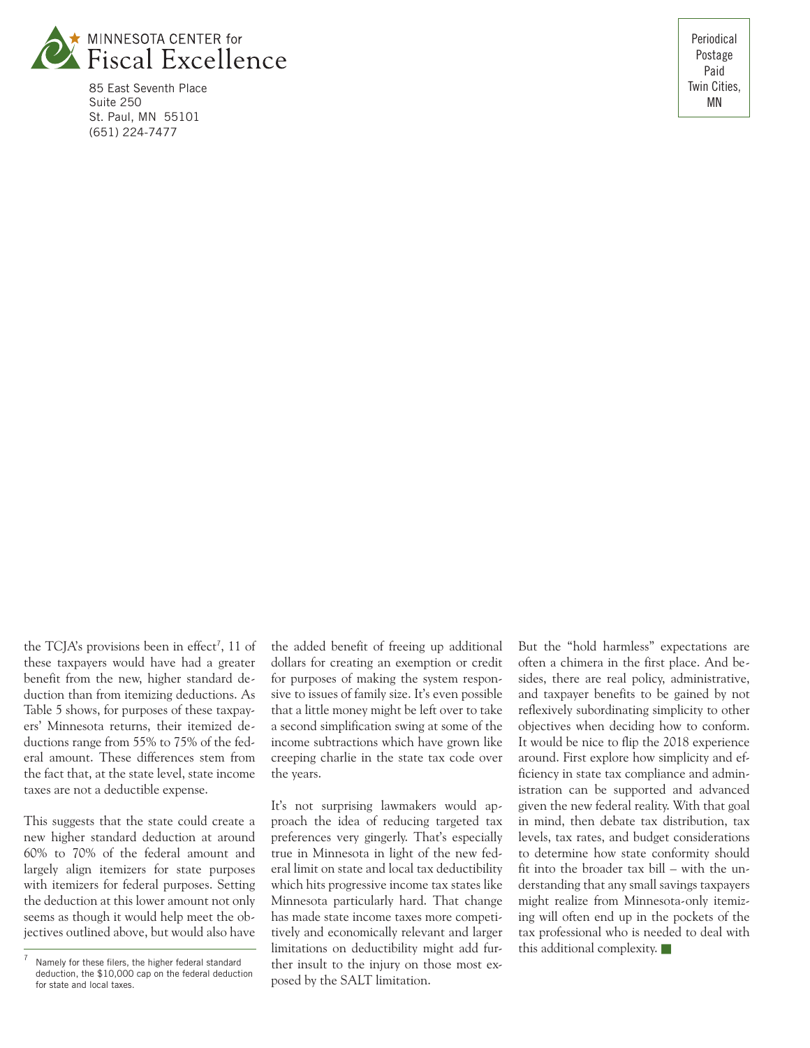MINNESOTA CENTER for
Fiscal Excellence

85 East Seventh Place
Suite 250
St. Paul, MN 55101
(651) 224-7477

Periodical Postage Paid Twin Cities, MN

the TCJA's provisions been in effect[7], 11 of these taxpayers would have had a greater benefit from the new, higher standard deduction than from itemizing deductions. As Table 5 shows, for purposes of these taxpayers' Minnesota returns, their itemized deductions range from 55% to 75% of the federal amount. These differences stem from the fact that, at the state level, state income taxes are not a deductible expense.

This suggests that the state could create a new higher standard deduction at around 60% to 70% of the federal amount and largely align itemizers for state purposes with itemizers for federal purposes. Setting the deduction at this lower amount not only seems as though it would help meet the objectives outlined above, but would also have the added benefit of freeing up additional dollars for creating an exemption or credit for purposes of making the system responsive to issues of family size. It's even possible that a little money might be left over to take a second simplification swing at some of the income subtractions which have grown like creeping charlie in the state tax code over the years.

It's not surprising lawmakers would approach the idea of reducing targeted tax preferences very gingerly. That's especially true in Minnesota in light of the new federal limit on state and local tax deductibility which hits progressive income tax states like Minnesota particularly hard. That change has made state income taxes more competitively and economically relevant and larger limitations on deductibility might add further insult to the injury on those most exposed by the SALT limitation.

But the "hold harmless" expectations are often a chimera in the first place. And besides, there are real policy, administrative, and taxpayer benefits to be gained by not reflexively subordinating simplicity to other objectives when deciding how to conform. It would be nice to flip the 2018 experience around. First explore how simplicity and efficiency in state tax compliance and administration can be supported and advanced given the new federal reality. With that goal in mind, then debate tax distribution, tax levels, tax rates, and budget considerations to determine how state conformity should fit into the broader tax bill – with the understanding that any small savings taxpayers might realize from Minnesota-only itemizing will often end up in the pockets of the tax professional who is needed to deal with this additional complexity. ■

[7] Namely for these filers, the higher federal standard deduction, the $10,000 cap on the federal deduction for state and local taxes.